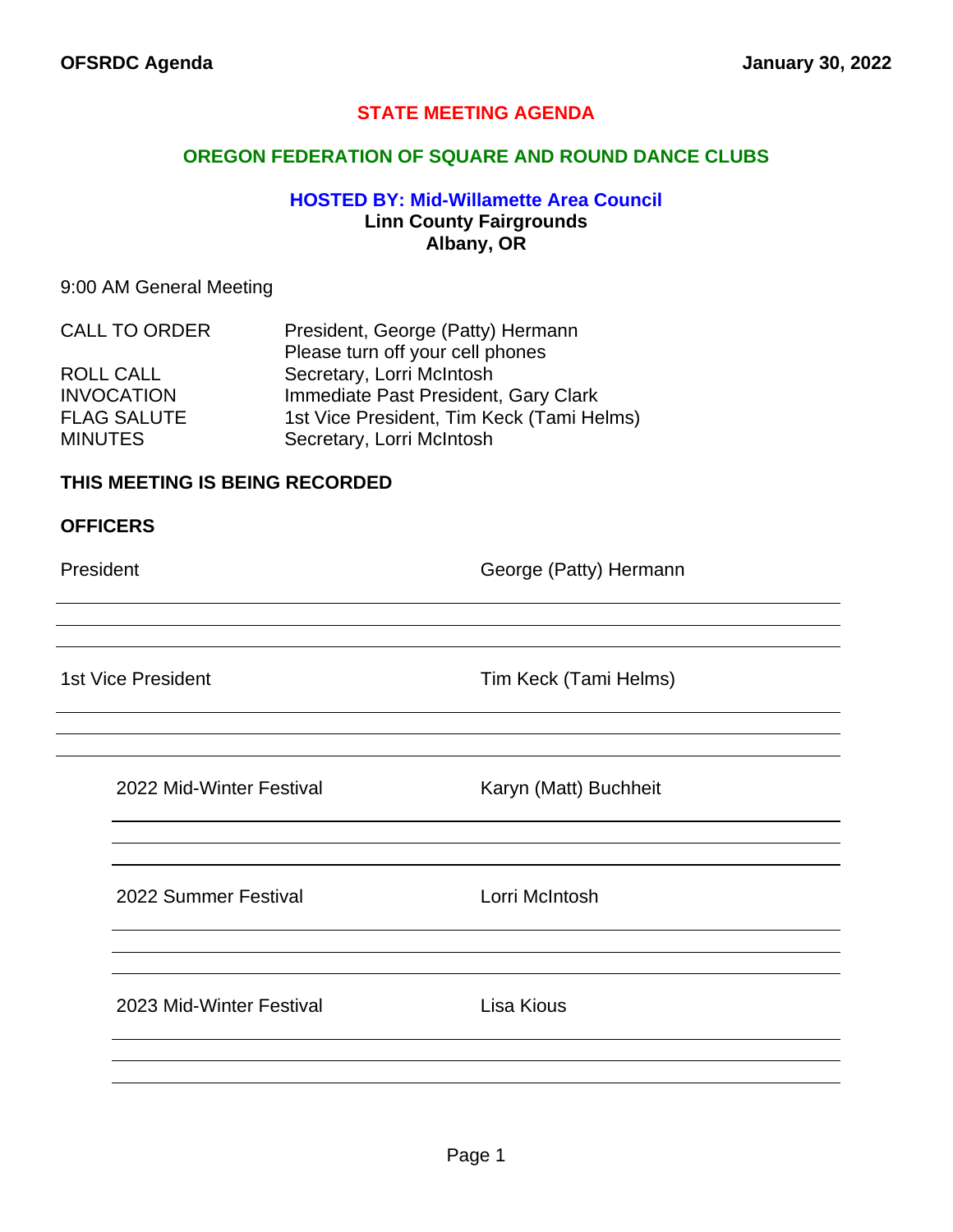OFSRDC Agenda January 30, 2022

# STATE MEETING AGENDA

## OREGON FEDERATION OF SQUARE AND ROUND DANCE CLUBS

**HOSTED BY: Mid-Willamette Area Council**
**Linn County Fairgrounds**
**Albany, OR**

9:00 AM General Meeting

| | |
|---|---|
| CALL TO ORDER | President, George (Patty) Hermann<br>Please turn off your cell phones |
| ROLL CALL | Secretary, Lorri McIntosh |
| INVOCATION | Immediate Past President, Gary Clark |
| FLAG SALUTE | 1st Vice President, Tim Keck (Tami Helms) |
| MINUTES | Secretary, Lorri McIntosh |

**THIS MEETING IS BEING RECORDED**

**OFFICERS**

President — George (Patty) Hermann

1st Vice President — Tim Keck (Tami Helms)

2022 Mid-Winter Festival — Karyn (Matt) Buchheit

2022 Summer Festival — Lorri McIntosh

2023 Mid-Winter Festival — Lisa Kious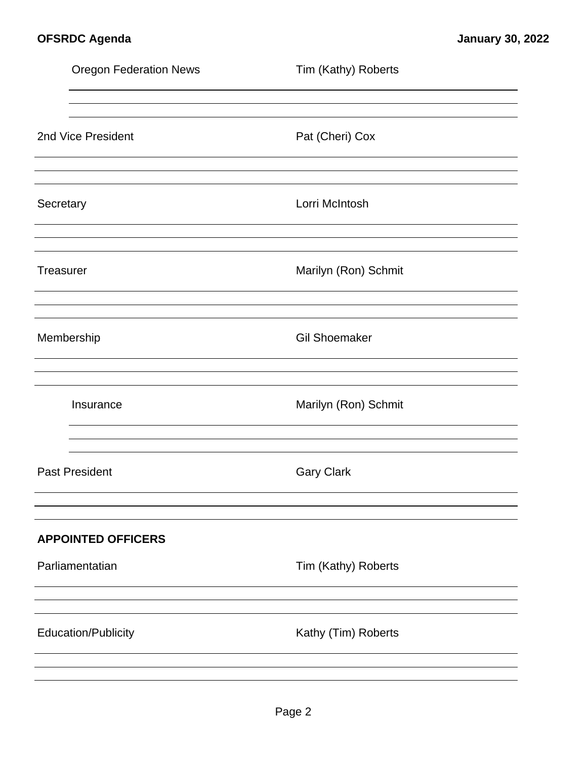Oregon Federation News — Tim (Kathy) Roberts

2nd Vice President — Pat (Cheri) Cox

Secretary — Lorri McIntosh

Treasurer — Marilyn (Ron) Schmit

Membership — Gil Shoemaker

Insurance — Marilyn (Ron) Schmit

Past President — Gary Clark

**APPOINTED OFFICERS**

Parliamentatian — Tim (Kathy) Roberts

Education/Publicity — Kathy (Tim) Roberts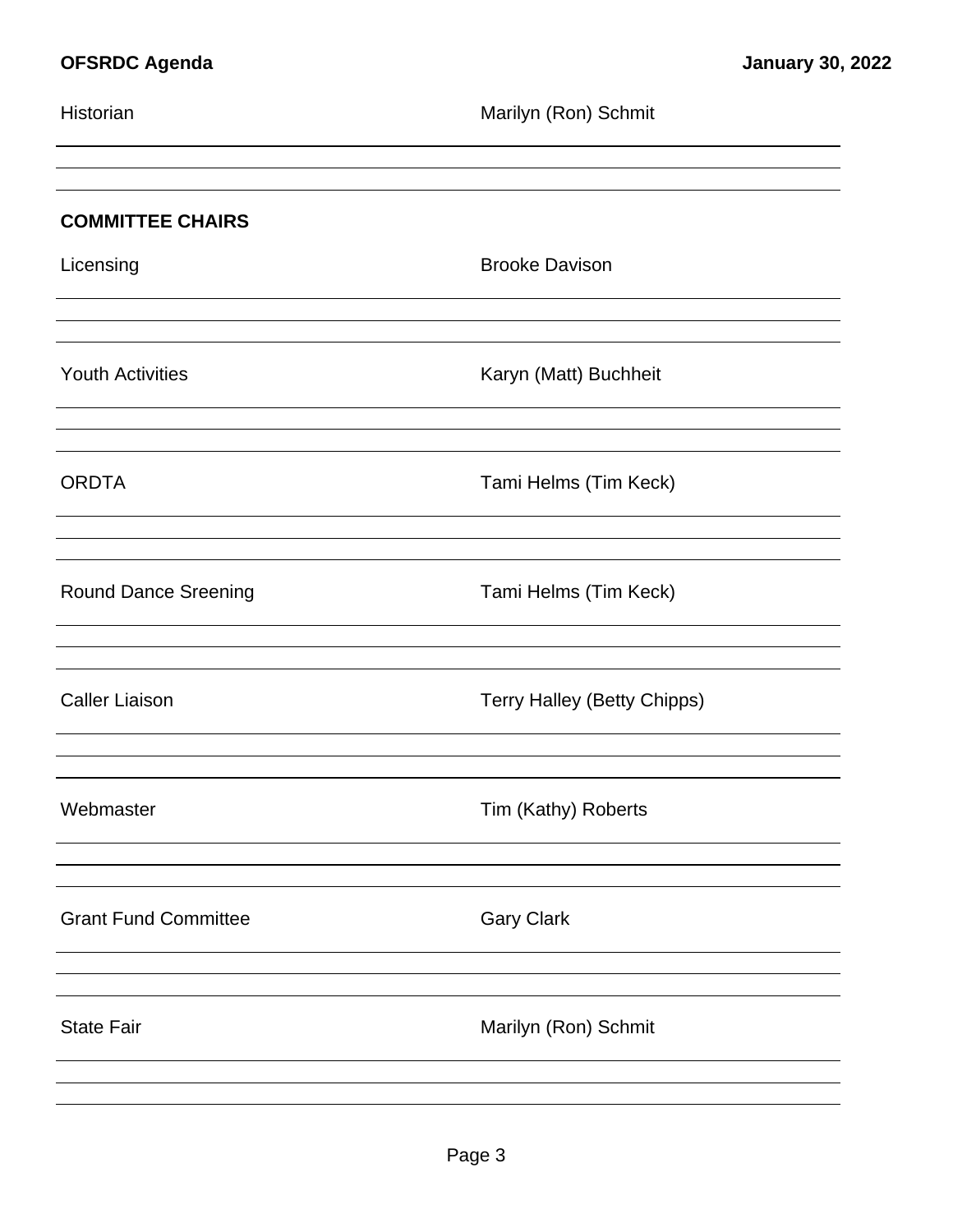Historian — Marilyn (Ron) Schmit

## COMMITTEE CHAIRS

Licensing — Brooke Davison

Youth Activities — Karyn (Matt) Buchheit

ORDTA — Tami Helms (Tim Keck)

Round Dance Sreening — Tami Helms (Tim Keck)

Caller Liaison — Terry Halley (Betty Chipps)

Webmaster — Tim (Kathy) Roberts

Grant Fund Committee — Gary Clark

State Fair — Marilyn (Ron) Schmit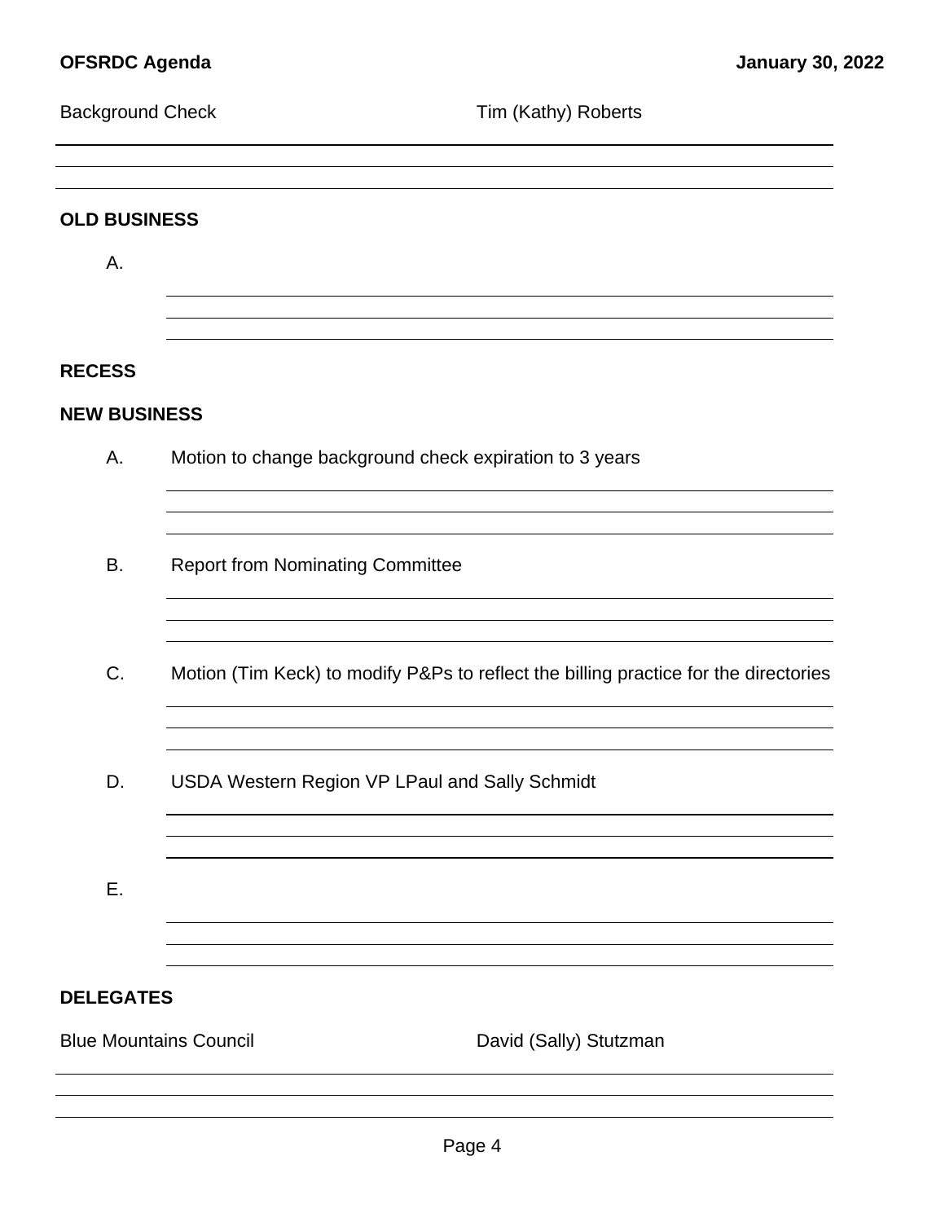Background Check Tim (Kathy) Roberts

## OLD BUSINESS

A.

## RECESS

## NEW BUSINESS

A. Motion to change background check expiration to 3 years

B. Report from Nominating Committee

C. Motion (Tim Keck) to modify P&Ps to reflect the billing practice for the directories

D. USDA Western Region VP LPaul and Sally Schmidt

E.

## DELEGATES

Blue Mountains Council David (Sally) Stutzman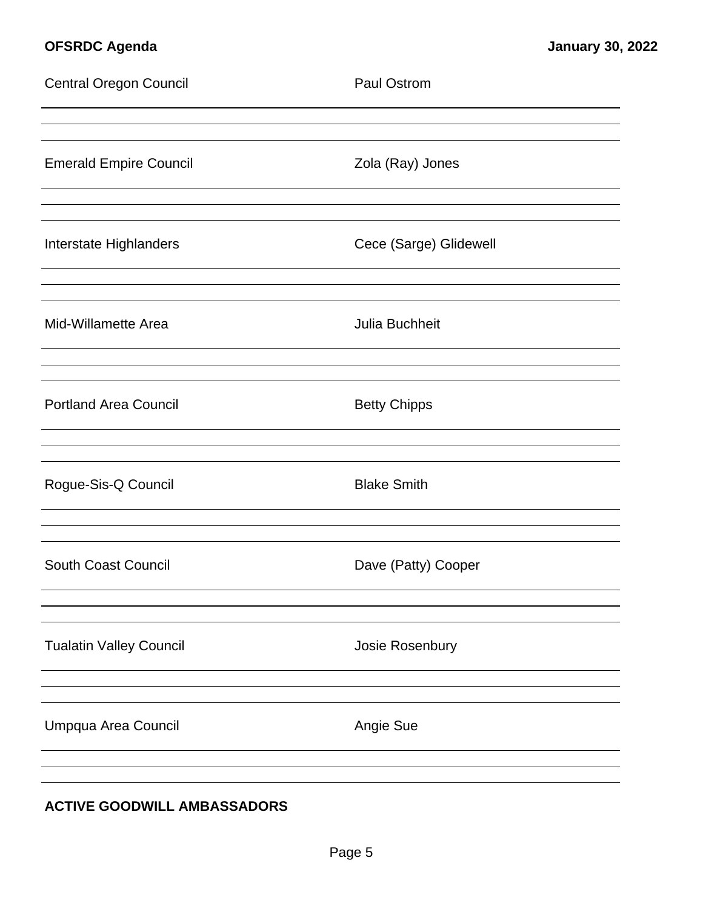Central Oregon Council — Paul Ostrom

Emerald Empire Council — Zola (Ray) Jones

Interstate Highlanders — Cece (Sarge) Glidewell

Mid-Willamette Area — Julia Buchheit

Portland Area Council — Betty Chipps

Rogue-Sis-Q Council — Blake Smith

South Coast Council — Dave (Patty) Cooper

Tualatin Valley Council — Josie Rosenbury

Umpqua Area Council — Angie Sue

**ACTIVE GOODWILL AMBASSADORS**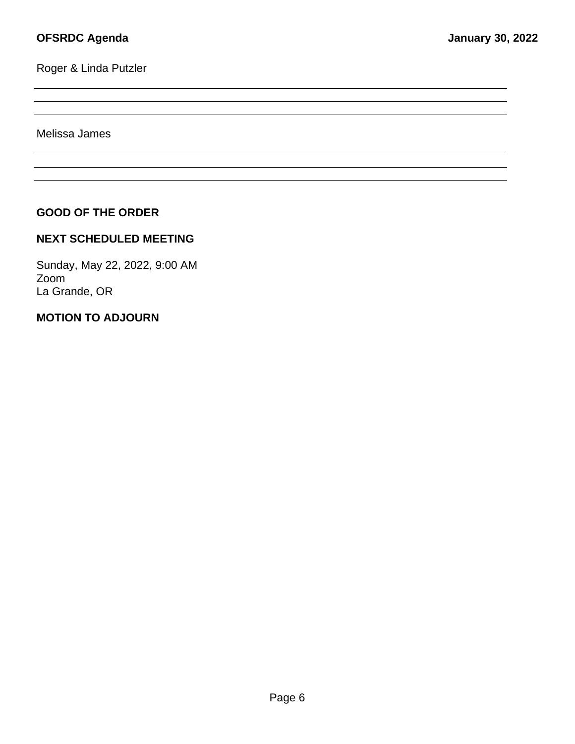Roger & Linda Putzler

Melissa James

**GOOD OF THE ORDER**

**NEXT SCHEDULED MEETING**

Sunday, May 22, 2022, 9:00 AM
Zoom
La Grande, OR

**MOTION TO ADJOURN**